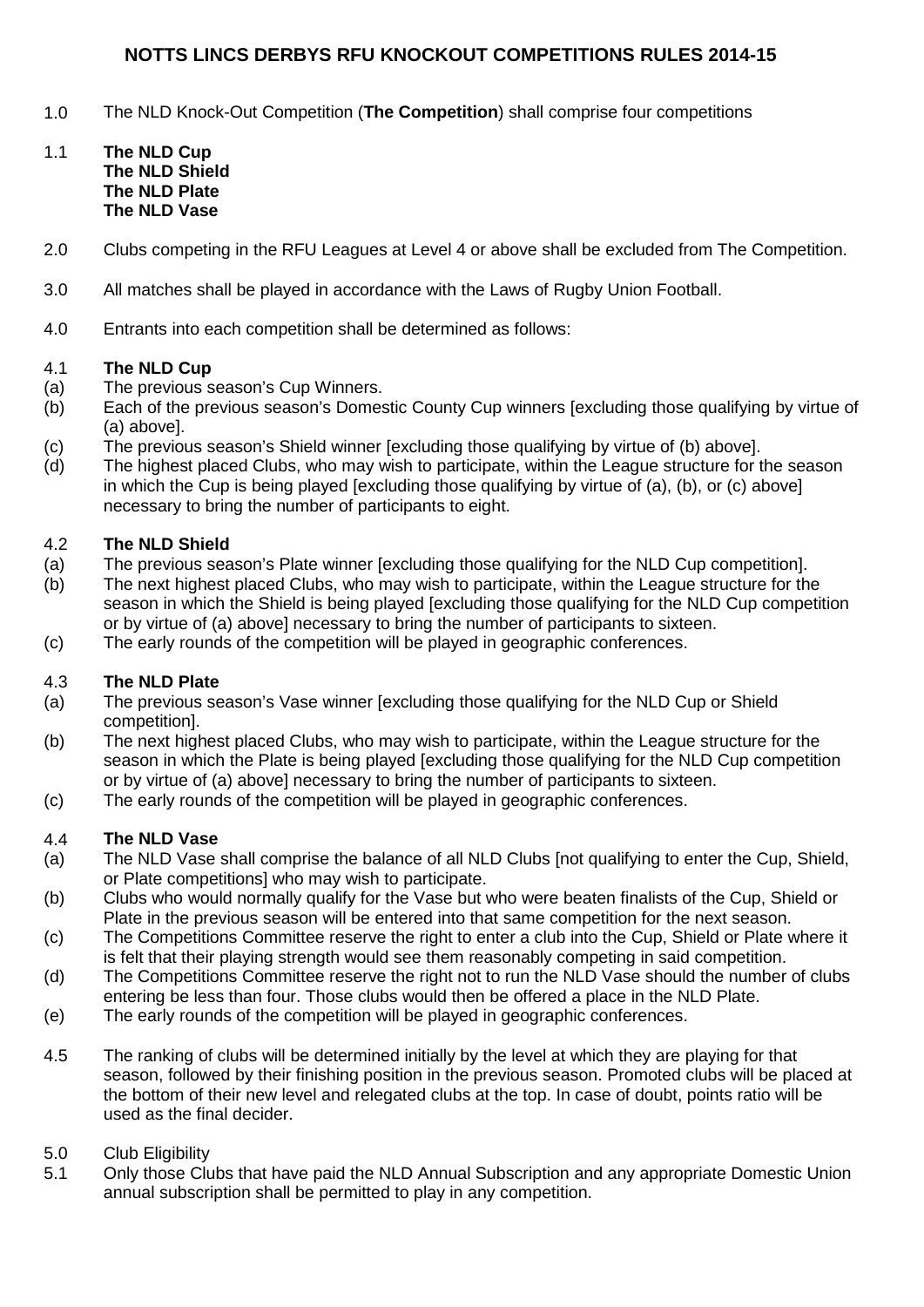# NOTTS LINCS DERBYS RFU KNOCKOUT COMPETITIONS RULES 2014-15

1.0 The NLD Knock-Out Competition (**The Competition**) shall comprise four competitions

1.1 **The NLD Cup**
**The NLD Shield**
**The NLD Plate**
**The NLD Vase**

2.0 Clubs competing in the RFU Leagues at Level 4 or above shall be excluded from The Competition.

3.0 All matches shall be played in accordance with the Laws of Rugby Union Football.

4.0 Entrants into each competition shall be determined as follows:

4.1 **The NLD Cup**

(a) The previous season's Cup Winners.

(b) Each of the previous season's Domestic County Cup winners [excluding those qualifying by virtue of (a) above].

(c) The previous season's Shield winner [excluding those qualifying by virtue of (b) above].

(d) The highest placed Clubs, who may wish to participate, within the League structure for the season in which the Cup is being played [excluding those qualifying by virtue of (a), (b), or (c) above] necessary to bring the number of participants to eight.

4.2 **The NLD Shield**

(a) The previous season's Plate winner [excluding those qualifying for the NLD Cup competition].

(b) The next highest placed Clubs, who may wish to participate, within the League structure for the season in which the Shield is being played [excluding those qualifying for the NLD Cup competition or by virtue of (a) above] necessary to bring the number of participants to sixteen.

(c) The early rounds of the competition will be played in geographic conferences.

4.3 **The NLD Plate**

(a) The previous season's Vase winner [excluding those qualifying for the NLD Cup or Shield competition].

(b) The next highest placed Clubs, who may wish to participate, within the League structure for the season in which the Plate is being played [excluding those qualifying for the NLD Cup competition or by virtue of (a) above] necessary to bring the number of participants to sixteen.

(c) The early rounds of the competition will be played in geographic conferences.

4.4 **The NLD Vase**

(a) The NLD Vase shall comprise the balance of all NLD Clubs [not qualifying to enter the Cup, Shield, or Plate competitions] who may wish to participate.

(b) Clubs who would normally qualify for the Vase but who were beaten finalists of the Cup, Shield or Plate in the previous season will be entered into that same competition for the next season.

(c) The Competitions Committee reserve the right to enter a club into the Cup, Shield or Plate where it is felt that their playing strength would see them reasonably competing in said competition.

(d) The Competitions Committee reserve the right not to run the NLD Vase should the number of clubs entering be less than four. Those clubs would then be offered a place in the NLD Plate.

(e) The early rounds of the competition will be played in geographic conferences.

4.5 The ranking of clubs will be determined initially by the level at which they are playing for that season, followed by their finishing position in the previous season. Promoted clubs will be placed at the bottom of their new level and relegated clubs at the top. In case of doubt, points ratio will be used as the final decider.

5.0 Club Eligibility

5.1 Only those Clubs that have paid the NLD Annual Subscription and any appropriate Domestic Union annual subscription shall be permitted to play in any competition.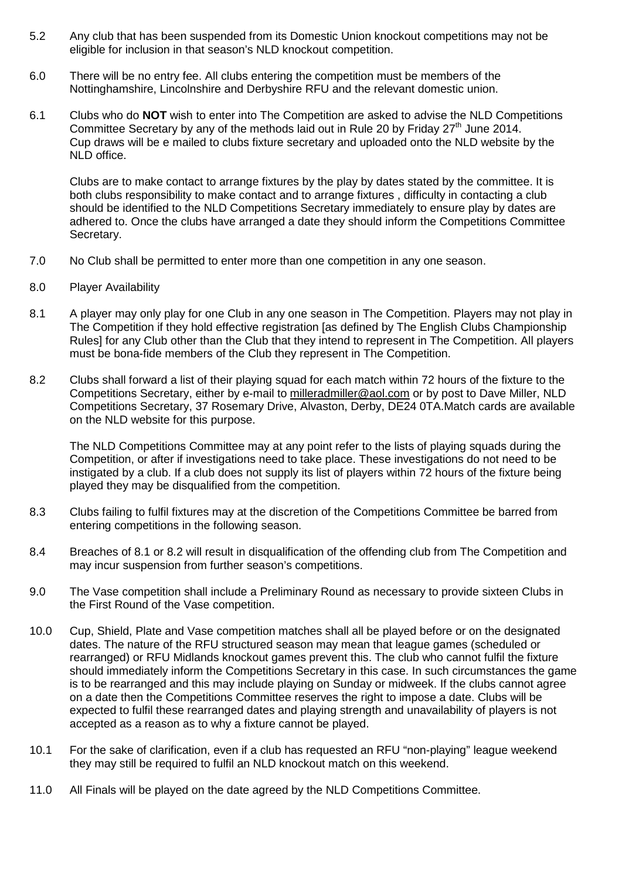5.2 Any club that has been suspended from its Domestic Union knockout competitions may not be eligible for inclusion in that season's NLD knockout competition.

6.0 There will be no entry fee. All clubs entering the competition must be members of the Nottinghamshire, Lincolnshire and Derbyshire RFU and the relevant domestic union.

6.1 Clubs who do **NOT** wish to enter into The Competition are asked to advise the NLD Competitions Committee Secretary by any of the methods laid out in Rule 20 by Friday 27th June 2014. Cup draws will be e mailed to clubs fixture secretary and uploaded onto the NLD website by the NLD office.

Clubs are to make contact to arrange fixtures by the play by dates stated by the committee. It is both clubs responsibility to make contact and to arrange fixtures , difficulty in contacting a club should be identified to the NLD Competitions Secretary immediately to ensure play by dates are adhered to. Once the clubs have arranged a date they should inform the Competitions Committee Secretary.

7.0 No Club shall be permitted to enter more than one competition in any one season.

8.0 Player Availability

8.1 A player may only play for one Club in any one season in The Competition. Players may not play in The Competition if they hold effective registration [as defined by The English Clubs Championship Rules] for any Club other than the Club that they intend to represent in The Competition. All players must be bona-fide members of the Club they represent in The Competition.

8.2 Clubs shall forward a list of their playing squad for each match within 72 hours of the fixture to the Competitions Secretary, either by e-mail to milleradmiller@aol.com or by post to Dave Miller, NLD Competitions Secretary, 37 Rosemary Drive, Alvaston, Derby, DE24 0TA.Match cards are available on the NLD website for this purpose.

The NLD Competitions Committee may at any point refer to the lists of playing squads during the Competition, or after if investigations need to take place. These investigations do not need to be instigated by a club. If a club does not supply its list of players within 72 hours of the fixture being played they may be disqualified from the competition.

8.3 Clubs failing to fulfil fixtures may at the discretion of the Competitions Committee be barred from entering competitions in the following season.

8.4 Breaches of 8.1 or 8.2 will result in disqualification of the offending club from The Competition and may incur suspension from further season's competitions.

9.0 The Vase competition shall include a Preliminary Round as necessary to provide sixteen Clubs in the First Round of the Vase competition.

10.0 Cup, Shield, Plate and Vase competition matches shall all be played before or on the designated dates. The nature of the RFU structured season may mean that league games (scheduled or rearranged) or RFU Midlands knockout games prevent this. The club who cannot fulfil the fixture should immediately inform the Competitions Secretary in this case. In such circumstances the game is to be rearranged and this may include playing on Sunday or midweek. If the clubs cannot agree on a date then the Competitions Committee reserves the right to impose a date. Clubs will be expected to fulfil these rearranged dates and playing strength and unavailability of players is not accepted as a reason as to why a fixture cannot be played.

10.1 For the sake of clarification, even if a club has requested an RFU "non-playing" league weekend they may still be required to fulfil an NLD knockout match on this weekend.

11.0 All Finals will be played on the date agreed by the NLD Competitions Committee.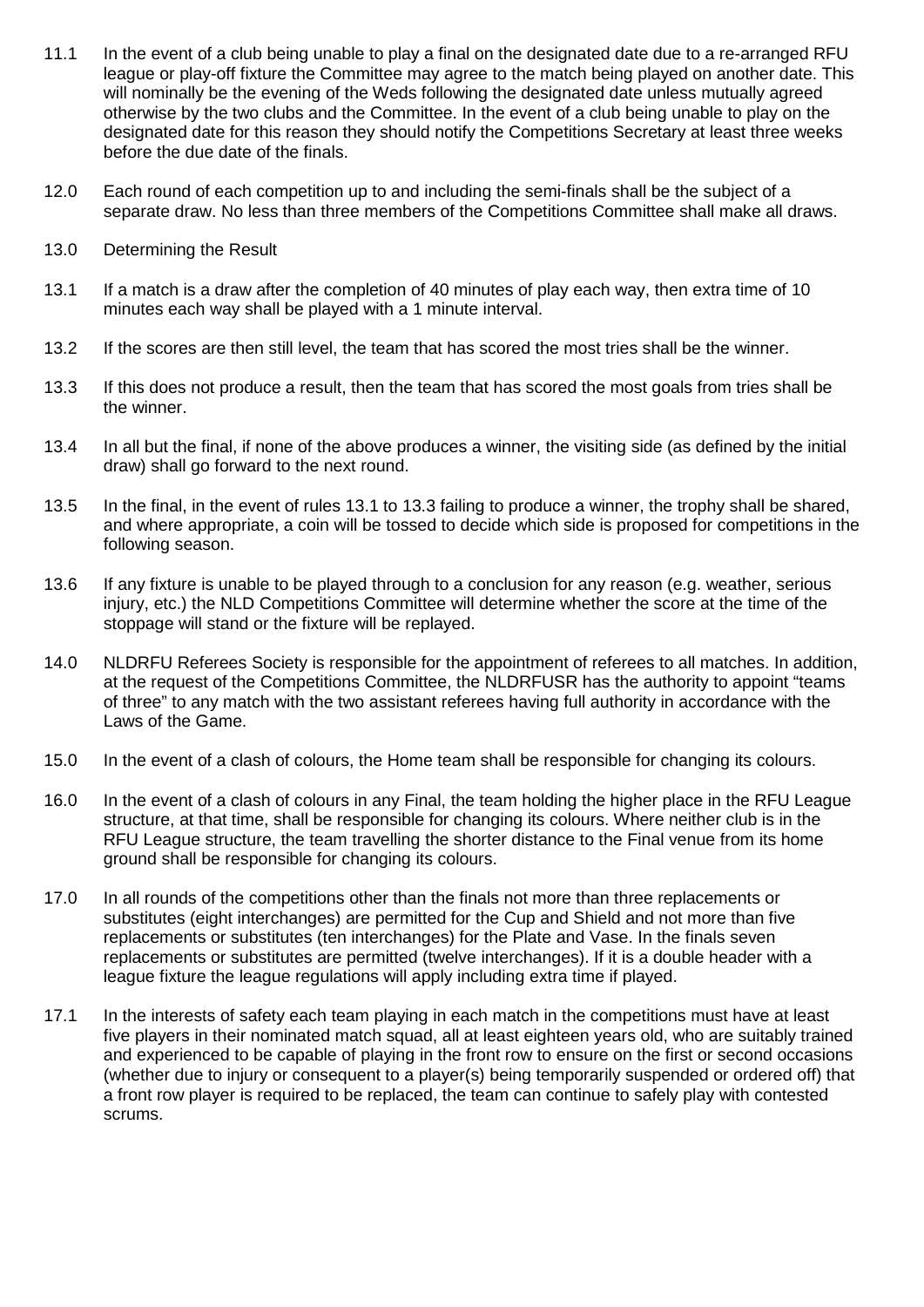11.1 In the event of a club being unable to play a final on the designated date due to a re-arranged RFU league or play-off fixture the Committee may agree to the match being played on another date. This will nominally be the evening of the Weds following the designated date unless mutually agreed otherwise by the two clubs and the Committee. In the event of a club being unable to play on the designated date for this reason they should notify the Competitions Secretary at least three weeks before the due date of the finals.

12.0 Each round of each competition up to and including the semi-finals shall be the subject of a separate draw. No less than three members of the Competitions Committee shall make all draws.

13.0 Determining the Result

13.1 If a match is a draw after the completion of 40 minutes of play each way, then extra time of 10 minutes each way shall be played with a 1 minute interval.

13.2 If the scores are then still level, the team that has scored the most tries shall be the winner.

13.3 If this does not produce a result, then the team that has scored the most goals from tries shall be the winner.

13.4 In all but the final, if none of the above produces a winner, the visiting side (as defined by the initial draw) shall go forward to the next round.

13.5 In the final, in the event of rules 13.1 to 13.3 failing to produce a winner, the trophy shall be shared, and where appropriate, a coin will be tossed to decide which side is proposed for competitions in the following season.

13.6 If any fixture is unable to be played through to a conclusion for any reason (e.g. weather, serious injury, etc.) the NLD Competitions Committee will determine whether the score at the time of the stoppage will stand or the fixture will be replayed.

14.0 NLDRFU Referees Society is responsible for the appointment of referees to all matches. In addition, at the request of the Competitions Committee, the NLDRFUSR has the authority to appoint "teams of three" to any match with the two assistant referees having full authority in accordance with the Laws of the Game.

15.0 In the event of a clash of colours, the Home team shall be responsible for changing its colours.

16.0 In the event of a clash of colours in any Final, the team holding the higher place in the RFU League structure, at that time, shall be responsible for changing its colours. Where neither club is in the RFU League structure, the team travelling the shorter distance to the Final venue from its home ground shall be responsible for changing its colours.

17.0 In all rounds of the competitions other than the finals not more than three replacements or substitutes (eight interchanges) are permitted for the Cup and Shield and not more than five replacements or substitutes (ten interchanges) for the Plate and Vase. In the finals seven replacements or substitutes are permitted (twelve interchanges). If it is a double header with a league fixture the league regulations will apply including extra time if played.

17.1 In the interests of safety each team playing in each match in the competitions must have at least five players in their nominated match squad, all at least eighteen years old, who are suitably trained and experienced to be capable of playing in the front row to ensure on the first or second occasions (whether due to injury or consequent to a player(s) being temporarily suspended or ordered off) that a front row player is required to be replaced, the team can continue to safely play with contested scrums.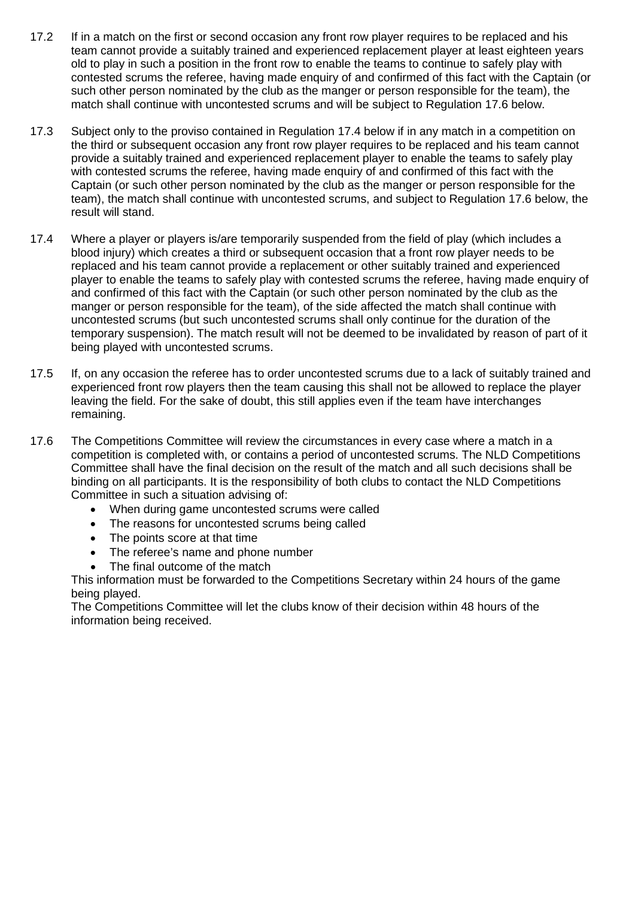17.2 If in a match on the first or second occasion any front row player requires to be replaced and his team cannot provide a suitably trained and experienced replacement player at least eighteen years old to play in such a position in the front row to enable the teams to continue to safely play with contested scrums the referee, having made enquiry of and confirmed of this fact with the Captain (or such other person nominated by the club as the manger or person responsible for the team), the match shall continue with uncontested scrums and will be subject to Regulation 17.6 below.

17.3 Subject only to the proviso contained in Regulation 17.4 below if in any match in a competition on the third or subsequent occasion any front row player requires to be replaced and his team cannot provide a suitably trained and experienced replacement player to enable the teams to safely play with contested scrums the referee, having made enquiry of and confirmed of this fact with the Captain (or such other person nominated by the club as the manger or person responsible for the team), the match shall continue with uncontested scrums, and subject to Regulation 17.6 below, the result will stand.

17.4 Where a player or players is/are temporarily suspended from the field of play (which includes a blood injury) which creates a third or subsequent occasion that a front row player needs to be replaced and his team cannot provide a replacement or other suitably trained and experienced player to enable the teams to safely play with contested scrums the referee, having made enquiry of and confirmed of this fact with the Captain (or such other person nominated by the club as the manger or person responsible for the team), of the side affected the match shall continue with uncontested scrums (but such uncontested scrums shall only continue for the duration of the temporary suspension). The match result will not be deemed to be invalidated by reason of part of it being played with uncontested scrums.

17.5 If, on any occasion the referee has to order uncontested scrums due to a lack of suitably trained and experienced front row players then the team causing this shall not be allowed to replace the player leaving the field. For the sake of doubt, this still applies even if the team have interchanges remaining.

17.6 The Competitions Committee will review the circumstances in every case where a match in a competition is completed with, or contains a period of uncontested scrums. The NLD Competitions Committee shall have the final decision on the result of the match and all such decisions shall be binding on all participants. It is the responsibility of both clubs to contact the NLD Competitions Committee in such a situation advising of:

- When during game uncontested scrums were called
- The reasons for uncontested scrums being called
- The points score at that time
- The referee's name and phone number
- The final outcome of the match

This information must be forwarded to the Competitions Secretary within 24 hours of the game being played.

The Competitions Committee will let the clubs know of their decision within 48 hours of the information being received.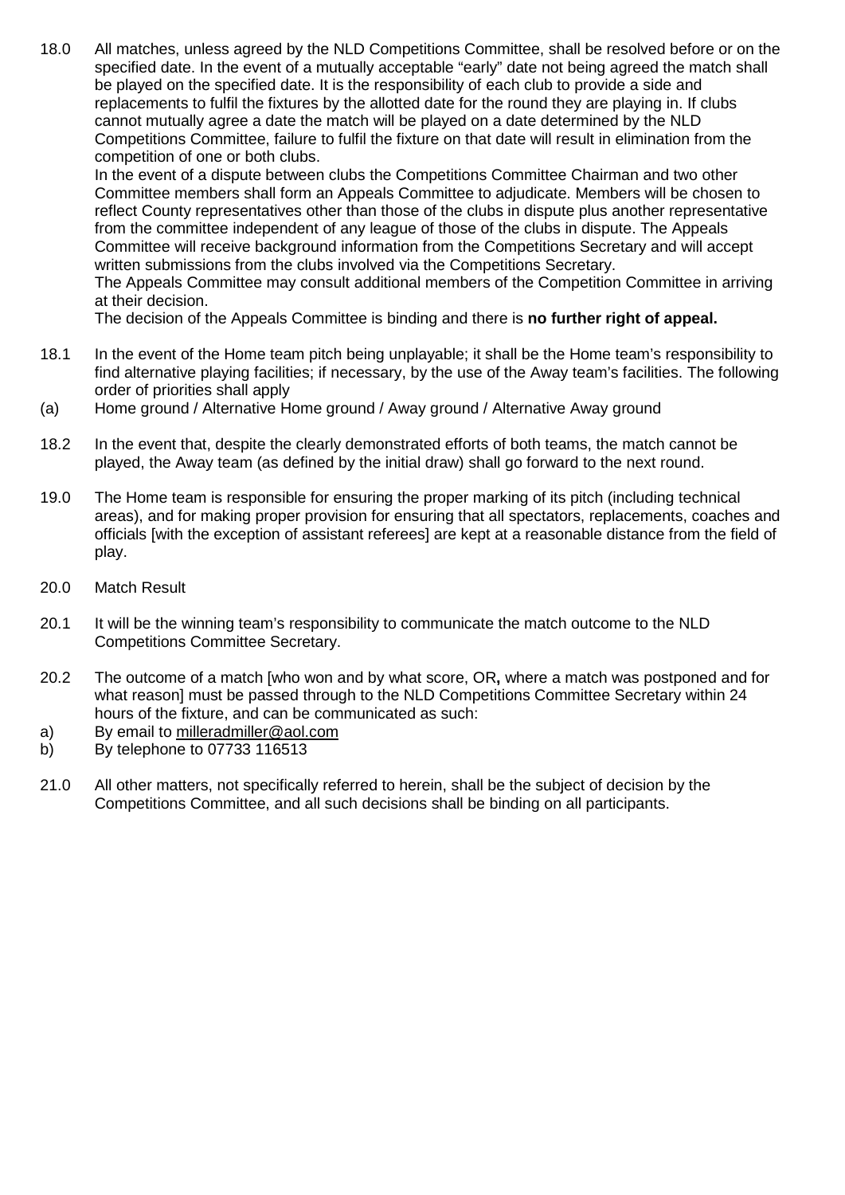18.0 All matches, unless agreed by the NLD Competitions Committee, shall be resolved before or on the specified date. In the event of a mutually acceptable "early" date not being agreed the match shall be played on the specified date. It is the responsibility of each club to provide a side and replacements to fulfil the fixtures by the allotted date for the round they are playing in. If clubs cannot mutually agree a date the match will be played on a date determined by the NLD Competitions Committee, failure to fulfil the fixture on that date will result in elimination from the competition of one or both clubs.

In the event of a dispute between clubs the Competitions Committee Chairman and two other Committee members shall form an Appeals Committee to adjudicate. Members will be chosen to reflect County representatives other than those of the clubs in dispute plus another representative from the committee independent of any league of those of the clubs in dispute. The Appeals Committee will receive background information from the Competitions Secretary and will accept written submissions from the clubs involved via the Competitions Secretary.

The Appeals Committee may consult additional members of the Competition Committee in arriving at their decision.

The decision of the Appeals Committee is binding and there is **no further right of appeal.**

18.1 In the event of the Home team pitch being unplayable; it shall be the Home team's responsibility to find alternative playing facilities; if necessary, by the use of the Away team's facilities. The following order of priorities shall apply

(a) Home ground / Alternative Home ground / Away ground / Alternative Away ground

18.2 In the event that, despite the clearly demonstrated efforts of both teams, the match cannot be played, the Away team (as defined by the initial draw) shall go forward to the next round.

19.0 The Home team is responsible for ensuring the proper marking of its pitch (including technical areas), and for making proper provision for ensuring that all spectators, replacements, coaches and officials [with the exception of assistant referees] are kept at a reasonable distance from the field of play.

20.0 Match Result

20.1 It will be the winning team's responsibility to communicate the match outcome to the NLD Competitions Committee Secretary.

20.2 The outcome of a match [who won and by what score, OR**,** where a match was postponed and for what reason] must be passed through to the NLD Competitions Committee Secretary within 24 hours of the fixture, and can be communicated as such:

a) By email to milleradmiller@aol.com

b) By telephone to 07733 116513

21.0 All other matters, not specifically referred to herein, shall be the subject of decision by the Competitions Committee, and all such decisions shall be binding on all participants.